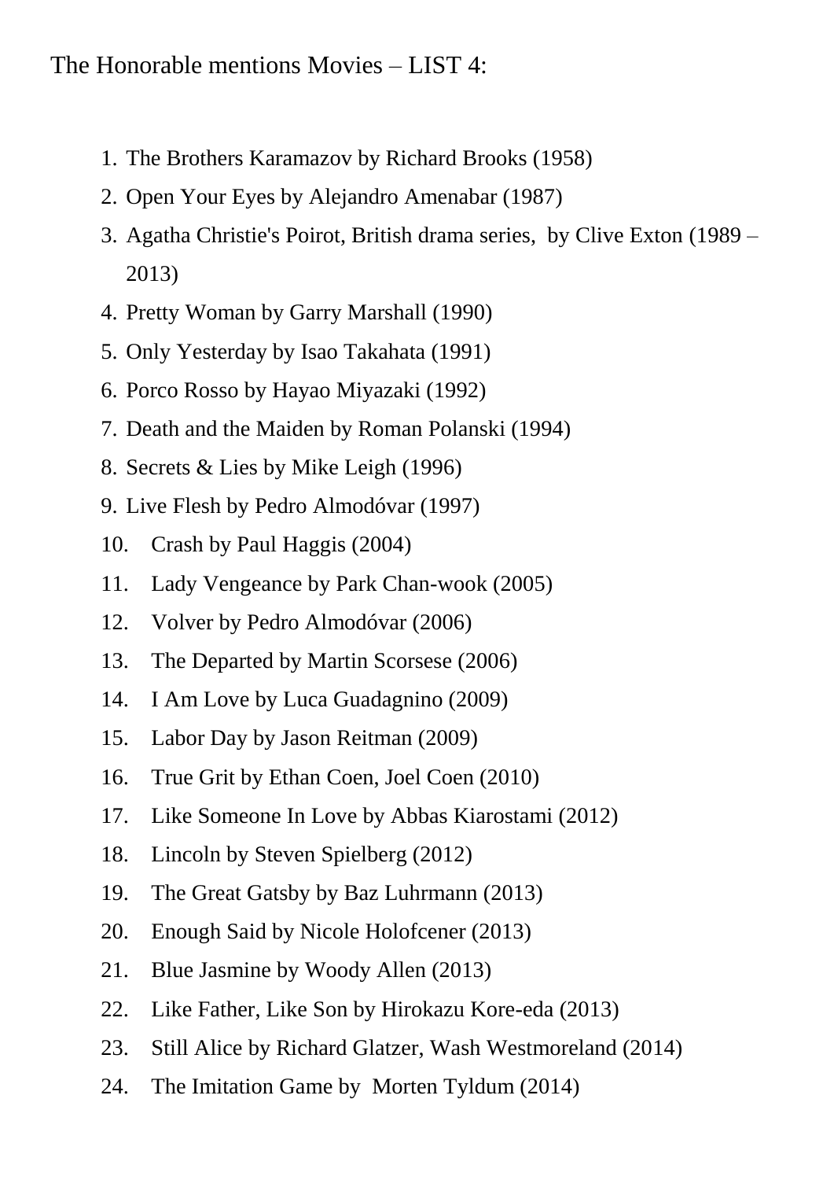The Honorable mentions Movies – LIST 4:

1. The Brothers Karamazov by Richard Brooks (1958)
2. Open Your Eyes by Alejandro Amenabar (1987)
3. Agatha Christie's Poirot, British drama series,  by Clive Exton (1989 – 2013)
4. Pretty Woman by Garry Marshall (1990)
5. Only Yesterday by Isao Takahata (1991)
6. Porco Rosso by Hayao Miyazaki (1992)
7. Death and the Maiden by Roman Polanski (1994)
8. Secrets & Lies by Mike Leigh (1996)
9. Live Flesh by Pedro Almodóvar (1997)
10. Crash by Paul Haggis (2004)
11. Lady Vengeance by Park Chan-wook (2005)
12. Volver by Pedro Almodóvar (2006)
13. The Departed by Martin Scorsese (2006)
14. I Am Love by Luca Guadagnino (2009)
15. Labor Day by Jason Reitman (2009)
16. True Grit by Ethan Coen, Joel Coen (2010)
17. Like Someone In Love by Abbas Kiarostami (2012)
18. Lincoln by Steven Spielberg (2012)
19. The Great Gatsby by Baz Luhrmann (2013)
20. Enough Said by Nicole Holofcener (2013)
21. Blue Jasmine by Woody Allen (2013)
22. Like Father, Like Son by Hirokazu Kore-eda (2013)
23. Still Alice by Richard Glatzer, Wash Westmoreland (2014)
24. The Imitation Game by  Morten Tyldum (2014)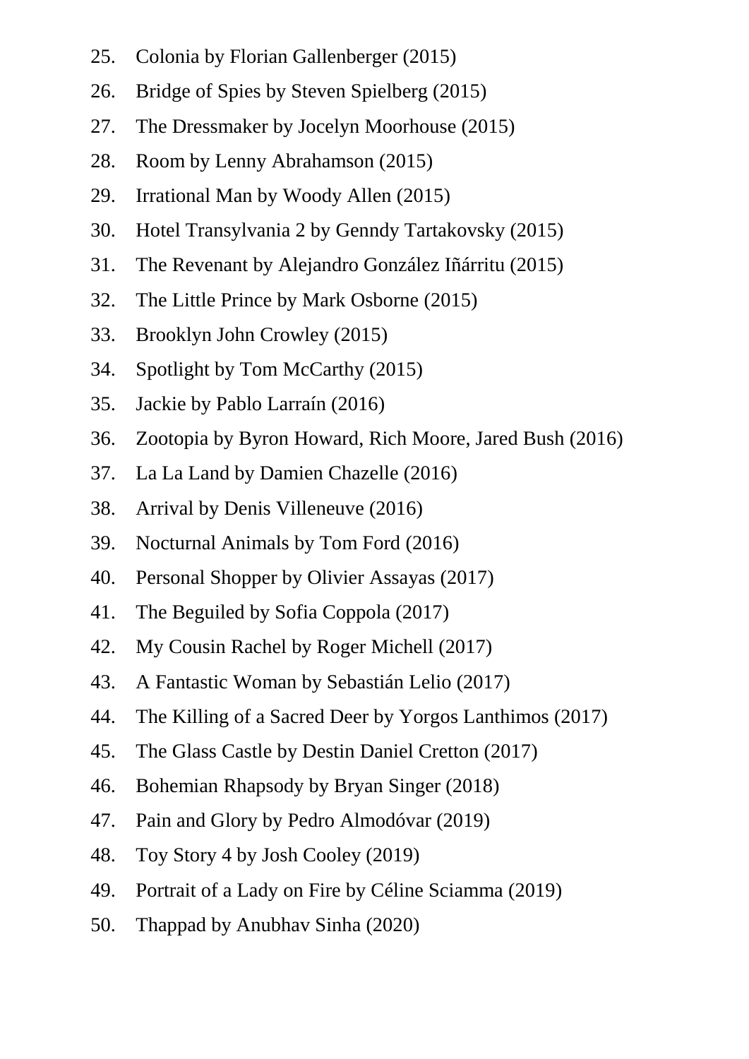25. Colonia by Florian Gallenberger (2015)
26. Bridge of Spies by Steven Spielberg (2015)
27. The Dressmaker by Jocelyn Moorhouse (2015)
28. Room by Lenny Abrahamson (2015)
29. Irrational Man by Woody Allen (2015)
30. Hotel Transylvania 2 by Genndy Tartakovsky (2015)
31. The Revenant by Alejandro González Iñárritu (2015)
32. The Little Prince by Mark Osborne (2015)
33. Brooklyn John Crowley (2015)
34. Spotlight by Tom McCarthy (2015)
35. Jackie by Pablo Larraín (2016)
36. Zootopia by Byron Howard, Rich Moore, Jared Bush (2016)
37. La La Land by Damien Chazelle (2016)
38. Arrival by Denis Villeneuve (2016)
39. Nocturnal Animals by Tom Ford (2016)
40. Personal Shopper by Olivier Assayas (2017)
41. The Beguiled by Sofia Coppola (2017)
42. My Cousin Rachel by Roger Michell (2017)
43. A Fantastic Woman by Sebastián Lelio (2017)
44. The Killing of a Sacred Deer by Yorgos Lanthimos (2017)
45. The Glass Castle by Destin Daniel Cretton (2017)
46. Bohemian Rhapsody by Bryan Singer (2018)
47. Pain and Glory by Pedro Almodóvar (2019)
48. Toy Story 4 by Josh Cooley (2019)
49. Portrait of a Lady on Fire by Céline Sciamma (2019)
50. Thappad by Anubhav Sinha (2020)